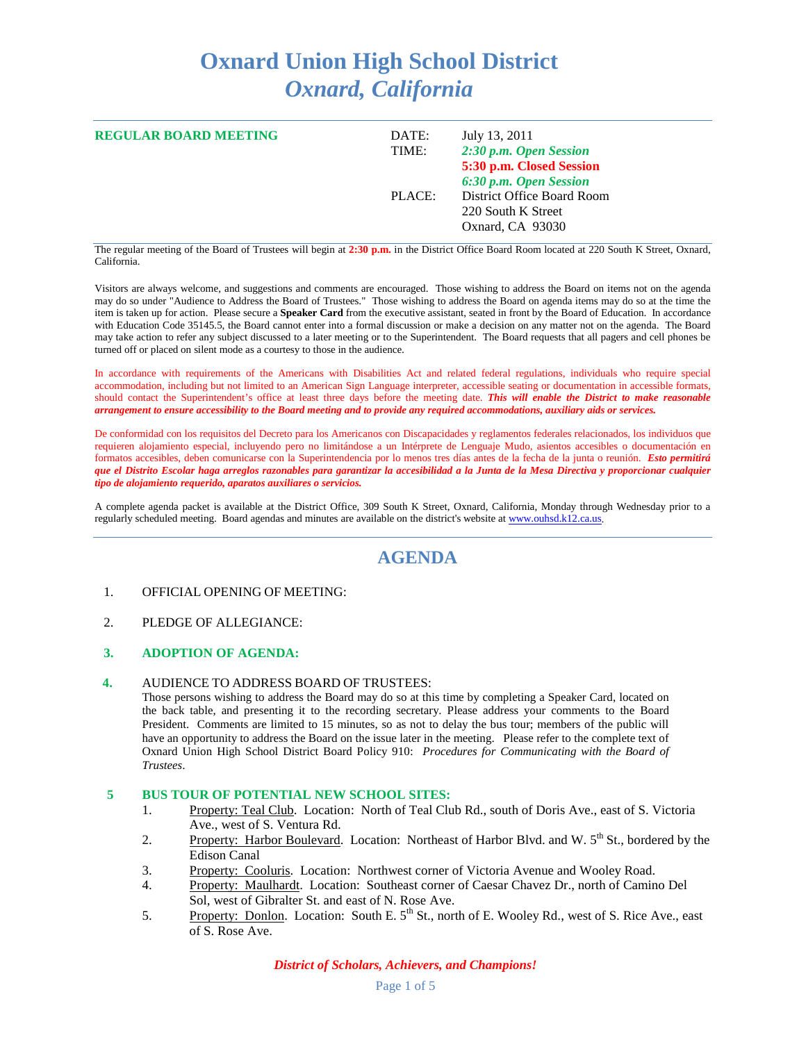# Oxnard Union High School District
## *Oxnard, California*

**REGULAR BOARD MEETING**

| | |
|---|---|
| DATE: | July 13, 2011 |
| TIME: | ***2:30 p.m. Open Session*** |
| | **5:30 p.m. Closed Session** |
| | ***6:30 p.m. Open Session*** |
| PLACE: | District Office Board Room |
| | 220 South K Street |
| | Oxnard, CA 93030 |

The regular meeting of the Board of Trustees will begin at **2:30 p.m.** in the District Office Board Room located at 220 South K Street, Oxnard, California.

Visitors are always welcome, and suggestions and comments are encouraged. Those wishing to address the Board on items not on the agenda may do so under "Audience to Address the Board of Trustees." Those wishing to address the Board on agenda items may do so at the time the item is taken up for action. Please secure a **Speaker Card** from the executive assistant, seated in front by the Board of Education. In accordance with Education Code 35145.5, the Board cannot enter into a formal discussion or make a decision on any matter not on the agenda. The Board may take action to refer any subject discussed to a later meeting or to the Superintendent. The Board requests that all pagers and cell phones be turned off or placed on silent mode as a courtesy to those in the audience.

In accordance with requirements of the Americans with Disabilities Act and related federal regulations, individuals who require special accommodation, including but not limited to an American Sign Language interpreter, accessible seating or documentation in accessible formats, should contact the Superintendent's office at least three days before the meeting date. ***This will enable the District to make reasonable arrangement to ensure accessibility to the Board meeting and to provide any required accommodations, auxiliary aids or services.***

De conformidad con los requisitos del Decreto para los Americanos con Discapacidades y reglamentos federales relacionados, los individuos que requieren alojamiento especial, incluyendo pero no limitándose a un Intérprete de Lenguaje Mudo, asientos accesibles o documentación en formatos accesibles, deben comunicarse con la Superintendencia por lo menos tres días antes de la fecha de la junta o reunión. ***Esto permitirá que el Distrito Escolar haga arreglos razonables para garantizar la accesibilidad a la Junta de la Mesa Directiva y proporcionar cualquier tipo de alojamiento requerido, aparatos auxiliares o servicios.***

A complete agenda packet is available at the District Office, 309 South K Street, Oxnard, California, Monday through Wednesday prior to a regularly scheduled meeting. Board agendas and minutes are available on the district's website at www.ouhsd.k12.ca.us.

## AGENDA

1. OFFICIAL OPENING OF MEETING:

2. PLEDGE OF ALLEGIANCE:

3. **ADOPTION OF AGENDA:**

4. AUDIENCE TO ADDRESS BOARD OF TRUSTEES:
   Those persons wishing to address the Board may do so at this time by completing a Speaker Card, located on the back table, and presenting it to the recording secretary. Please address your comments to the Board President. Comments are limited to 15 minutes, so as not to delay the bus tour; members of the public will have an opportunity to address the Board on the issue later in the meeting. Please refer to the complete text of Oxnard Union High School District Board Policy 910: *Procedures for Communicating with the Board of Trustees*.

5 **BUS TOUR OF POTENTIAL NEW SCHOOL SITES:**
   1. Property: Teal Club. Location: North of Teal Club Rd., south of Doris Ave., east of S. Victoria Ave., west of S. Ventura Rd.
   2. Property: Harbor Boulevard. Location: Northeast of Harbor Blvd. and W. 5th St., bordered by the Edison Canal
   3. Property: Cooluris. Location: Northwest corner of Victoria Avenue and Wooley Road.
   4. Property: Maulhardt. Location: Southeast corner of Caesar Chavez Dr., north of Camino Del Sol, west of Gibralter St. and east of N. Rose Ave.
   5. Property: Donlon. Location: South E. 5th St., north of E. Wooley Rd., west of S. Rice Ave., east of S. Rose Ave.

*District of Scholars, Achievers, and Champions!*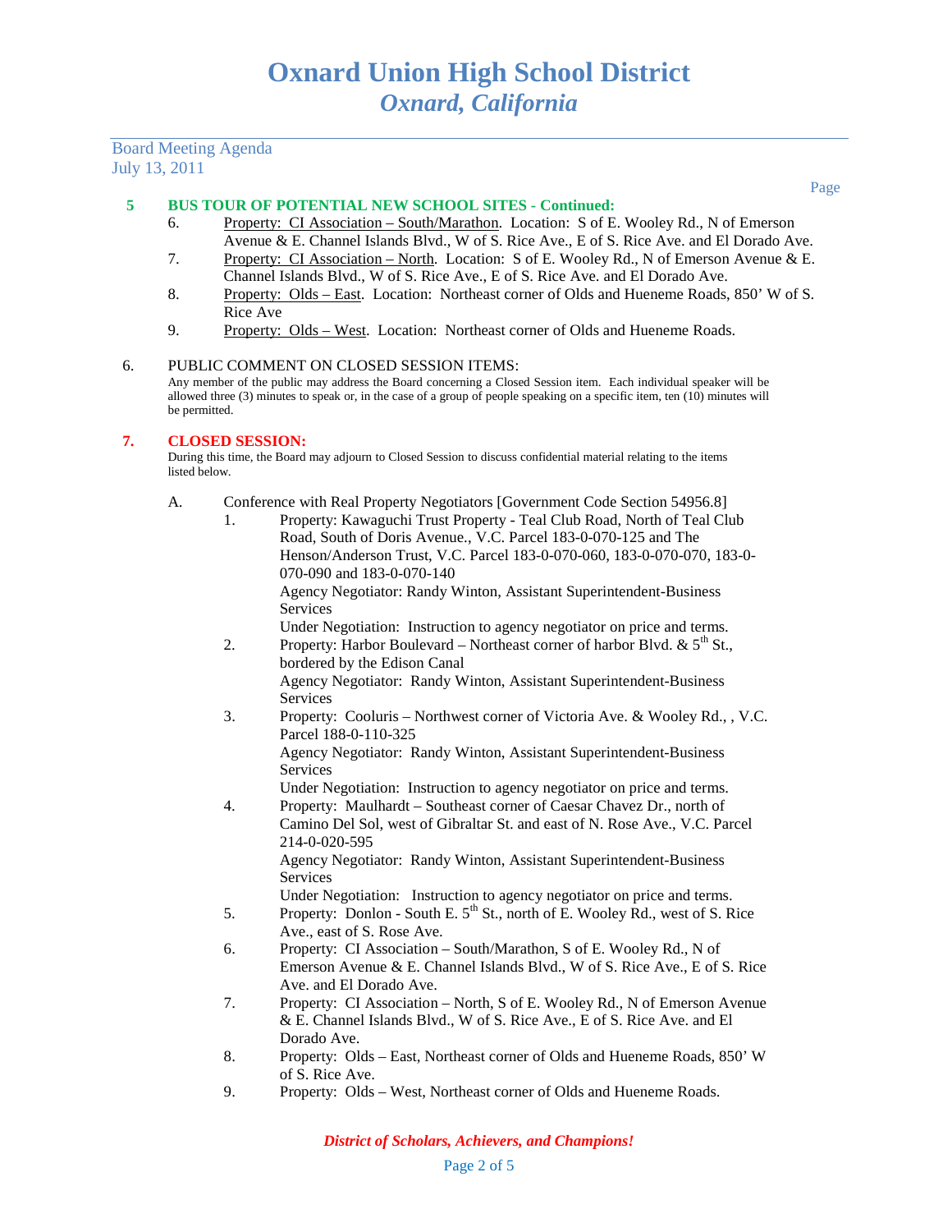**5 BUS TOUR OF POTENTIAL NEW SCHOOL SITES - Continued:**

6. Property: CI Association – South/Marathon. Location: S of E. Wooley Rd., N of Emerson Avenue & E. Channel Islands Blvd., W of S. Rice Ave., E of S. Rice Ave. and El Dorado Ave.
7. Property: CI Association – North. Location: S of E. Wooley Rd., N of Emerson Avenue & E. Channel Islands Blvd., W of S. Rice Ave., E of S. Rice Ave. and El Dorado Ave.
8. Property: Olds – East. Location: Northeast corner of Olds and Hueneme Roads, 850' W of S. Rice Ave
9. Property: Olds – West. Location: Northeast corner of Olds and Hueneme Roads.

6. PUBLIC COMMENT ON CLOSED SESSION ITEMS:

Any member of the public may address the Board concerning a Closed Session item. Each individual speaker will be allowed three (3) minutes to speak or, in the case of a group of people speaking on a specific item, ten (10) minutes will be permitted.

**7. CLOSED SESSION:**

During this time, the Board may adjourn to Closed Session to discuss confidential material relating to the items listed below.

A. Conference with Real Property Negotiators [Government Code Section 54956.8]

1. Property: Kawaguchi Trust Property - Teal Club Road, North of Teal Club Road, South of Doris Avenue., V.C. Parcel 183-0-070-125 and The Henson/Anderson Trust, V.C. Parcel 183-0-070-060, 183-0-070-070, 183-0-070-090 and 183-0-070-140
   Agency Negotiator: Randy Winton, Assistant Superintendent-Business Services
   Under Negotiation: Instruction to agency negotiator on price and terms.
2. Property: Harbor Boulevard – Northeast corner of harbor Blvd. & 5th St., bordered by the Edison Canal
   Agency Negotiator: Randy Winton, Assistant Superintendent-Business Services
3. Property: Cooluris – Northwest corner of Victoria Ave. & Wooley Rd., , V.C. Parcel 188-0-110-325
   Agency Negotiator: Randy Winton, Assistant Superintendent-Business Services
   Under Negotiation: Instruction to agency negotiator on price and terms.
4. Property: Maulhardt – Southeast corner of Caesar Chavez Dr., north of Camino Del Sol, west of Gibraltar St. and east of N. Rose Ave., V.C. Parcel 214-0-020-595
   Agency Negotiator: Randy Winton, Assistant Superintendent-Business Services
   Under Negotiation: Instruction to agency negotiator on price and terms.
5. Property: Donlon - South E. 5th St., north of E. Wooley Rd., west of S. Rice Ave., east of S. Rose Ave.
6. Property: CI Association – South/Marathon, S of E. Wooley Rd., N of Emerson Avenue & E. Channel Islands Blvd., W of S. Rice Ave., E of S. Rice Ave. and El Dorado Ave.
7. Property: CI Association – North, S of E. Wooley Rd., N of Emerson Avenue & E. Channel Islands Blvd., W of S. Rice Ave., E of S. Rice Ave. and El Dorado Ave.
8. Property: Olds – East, Northeast corner of Olds and Hueneme Roads, 850' W of S. Rice Ave.
9. Property: Olds – West, Northeast corner of Olds and Hueneme Roads.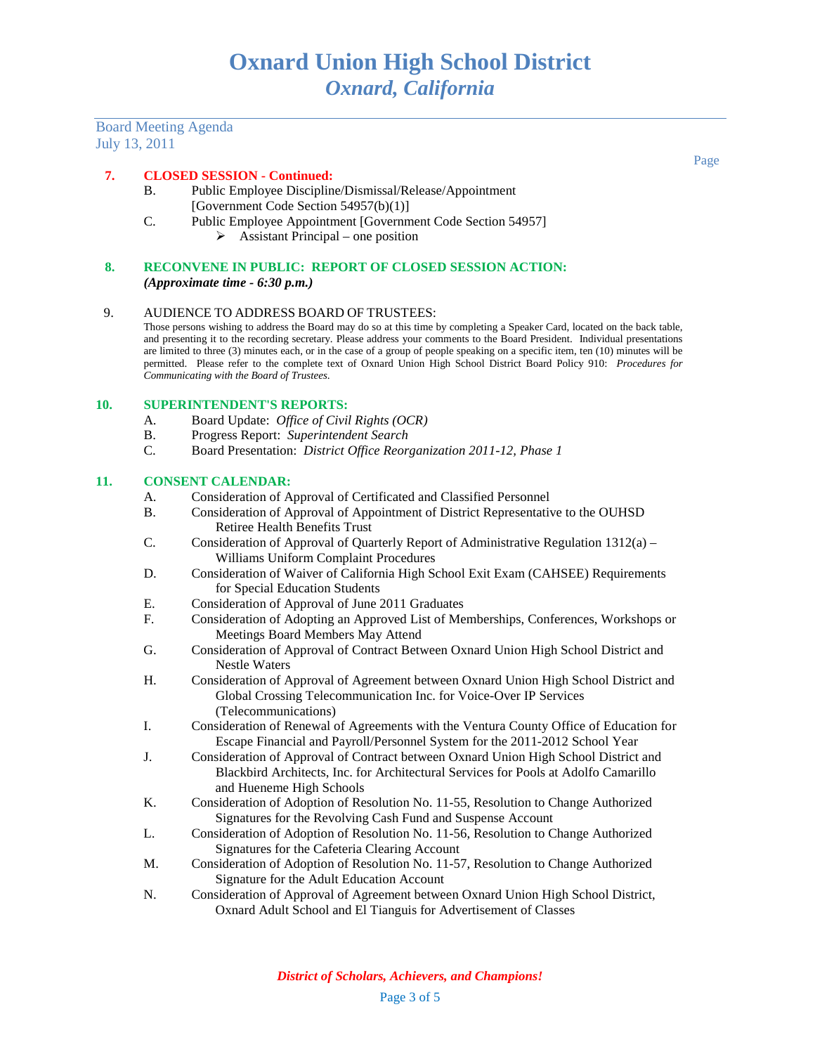Board Meeting Agenda
July 13, 2011

### 7. CLOSED SESSION - Continued:

- B. Public Employee Discipline/Dismissal/Release/Appointment [Government Code Section 54957(b)(1)]
- C. Public Employee Appointment [Government Code Section 54957]
  - Assistant Principal – one position

### 8. RECONVENE IN PUBLIC: REPORT OF CLOSED SESSION ACTION:

***(Approximate time - 6:30 p.m.)***

### 9. AUDIENCE TO ADDRESS BOARD OF TRUSTEES:

Those persons wishing to address the Board may do so at this time by completing a Speaker Card, located on the back table, and presenting it to the recording secretary. Please address your comments to the Board President. Individual presentations are limited to three (3) minutes each, or in the case of a group of people speaking on a specific item, ten (10) minutes will be permitted. Please refer to the complete text of Oxnard Union High School District Board Policy 910: *Procedures for Communicating with the Board of Trustees.*

### 10. SUPERINTENDENT'S REPORTS:

- A. Board Update: *Office of Civil Rights (OCR)*
- B. Progress Report: *Superintendent Search*
- C. Board Presentation: *District Office Reorganization 2011-12, Phase 1*

### 11. CONSENT CALENDAR:

- A. Consideration of Approval of Certificated and Classified Personnel
- B. Consideration of Approval of Appointment of District Representative to the OUHSD Retiree Health Benefits Trust
- C. Consideration of Approval of Quarterly Report of Administrative Regulation 1312(a) – Williams Uniform Complaint Procedures
- D. Consideration of Waiver of California High School Exit Exam (CAHSEE) Requirements for Special Education Students
- E. Consideration of Approval of June 2011 Graduates
- F. Consideration of Adopting an Approved List of Memberships, Conferences, Workshops or Meetings Board Members May Attend
- G. Consideration of Approval of Contract Between Oxnard Union High School District and Nestle Waters
- H. Consideration of Approval of Agreement between Oxnard Union High School District and Global Crossing Telecommunication Inc. for Voice-Over IP Services (Telecommunications)
- I. Consideration of Renewal of Agreements with the Ventura County Office of Education for Escape Financial and Payroll/Personnel System for the 2011-2012 School Year
- J. Consideration of Approval of Contract between Oxnard Union High School District and Blackbird Architects, Inc. for Architectural Services for Pools at Adolfo Camarillo and Hueneme High Schools
- K. Consideration of Adoption of Resolution No. 11-55, Resolution to Change Authorized Signatures for the Revolving Cash Fund and Suspense Account
- L. Consideration of Adoption of Resolution No. 11-56, Resolution to Change Authorized Signatures for the Cafeteria Clearing Account
- M. Consideration of Adoption of Resolution No. 11-57, Resolution to Change Authorized Signature for the Adult Education Account
- N. Consideration of Approval of Agreement between Oxnard Union High School District, Oxnard Adult School and El Tianguis for Advertisement of Classes

***District of Scholars, Achievers, and Champions!***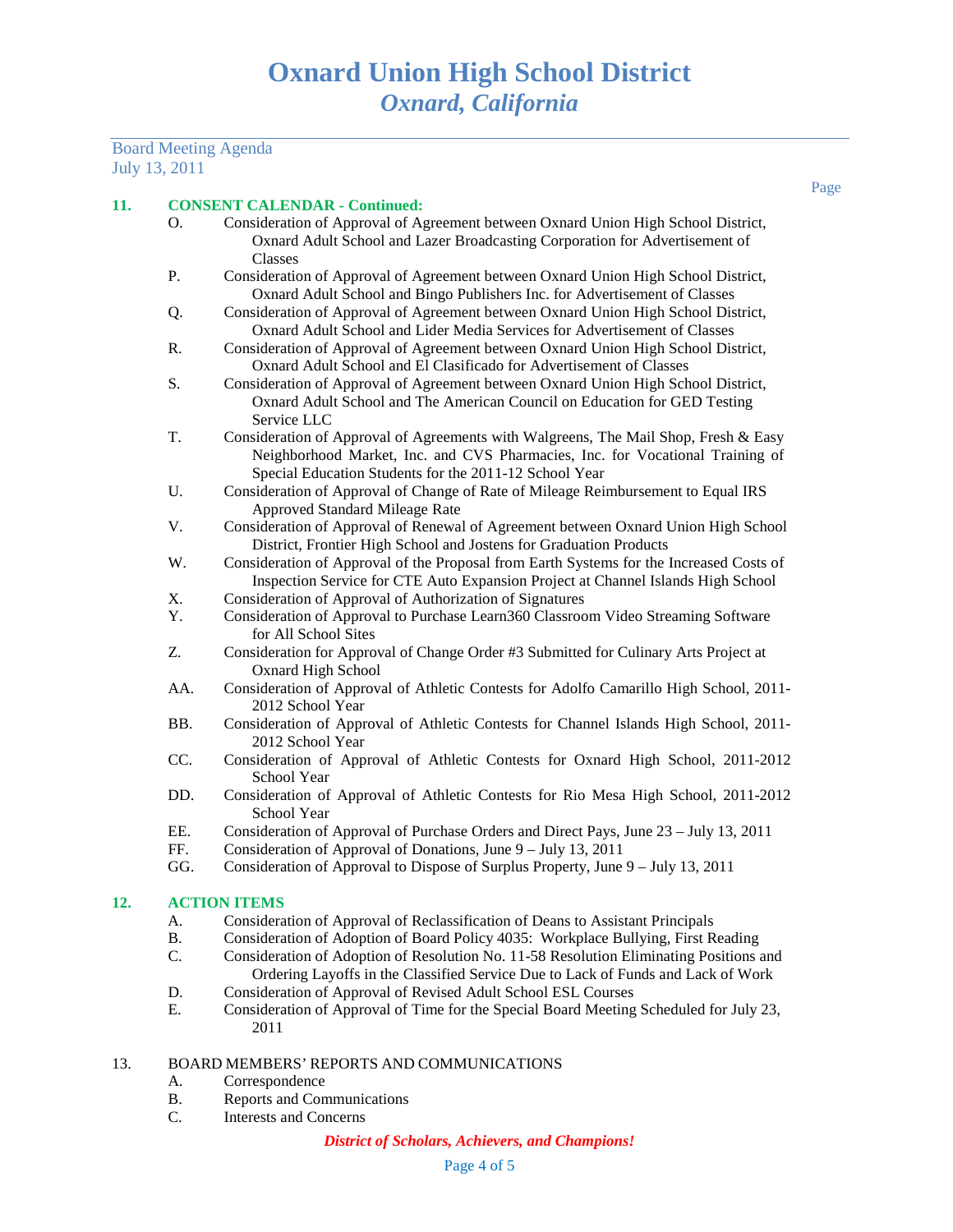# Oxnard Union High School District
## *Oxnard, California*

Board Meeting Agenda
July 13, 2011

Page

**11. CONSENT CALENDAR - Continued:**

- O. Consideration of Approval of Agreement between Oxnard Union High School District, Oxnard Adult School and Lazer Broadcasting Corporation for Advertisement of Classes
- P. Consideration of Approval of Agreement between Oxnard Union High School District, Oxnard Adult School and Bingo Publishers Inc. for Advertisement of Classes
- Q. Consideration of Approval of Agreement between Oxnard Union High School District, Oxnard Adult School and Lider Media Services for Advertisement of Classes
- R. Consideration of Approval of Agreement between Oxnard Union High School District, Oxnard Adult School and El Clasificado for Advertisement of Classes
- S. Consideration of Approval of Agreement between Oxnard Union High School District, Oxnard Adult School and The American Council on Education for GED Testing Service LLC
- T. Consideration of Approval of Agreements with Walgreens, The Mail Shop, Fresh & Easy Neighborhood Market, Inc. and CVS Pharmacies, Inc. for Vocational Training of Special Education Students for the 2011-12 School Year
- U. Consideration of Approval of Change of Rate of Mileage Reimbursement to Equal IRS Approved Standard Mileage Rate
- V. Consideration of Approval of Renewal of Agreement between Oxnard Union High School District, Frontier High School and Jostens for Graduation Products
- W. Consideration of Approval of the Proposal from Earth Systems for the Increased Costs of Inspection Service for CTE Auto Expansion Project at Channel Islands High School
- X. Consideration of Approval of Authorization of Signatures
- Y. Consideration of Approval to Purchase Learn360 Classroom Video Streaming Software for All School Sites
- Z. Consideration for Approval of Change Order #3 Submitted for Culinary Arts Project at Oxnard High School
- AA. Consideration of Approval of Athletic Contests for Adolfo Camarillo High School, 2011-2012 School Year
- BB. Consideration of Approval of Athletic Contests for Channel Islands High School, 2011-2012 School Year
- CC. Consideration of Approval of Athletic Contests for Oxnard High School, 2011-2012 School Year
- DD. Consideration of Approval of Athletic Contests for Rio Mesa High School, 2011-2012 School Year
- EE. Consideration of Approval of Purchase Orders and Direct Pays, June 23 – July 13, 2011
- FF. Consideration of Approval of Donations, June 9 – July 13, 2011
- GG. Consideration of Approval to Dispose of Surplus Property, June 9 – July 13, 2011

**12. ACTION ITEMS**

- A. Consideration of Approval of Reclassification of Deans to Assistant Principals
- B. Consideration of Adoption of Board Policy 4035: Workplace Bullying, First Reading
- C. Consideration of Adoption of Resolution No. 11-58 Resolution Eliminating Positions and Ordering Layoffs in the Classified Service Due to Lack of Funds and Lack of Work
- D. Consideration of Approval of Revised Adult School ESL Courses
- E. Consideration of Approval of Time for the Special Board Meeting Scheduled for July 23, 2011

13. BOARD MEMBERS' REPORTS AND COMMUNICATIONS

- A. Correspondence
- B. Reports and Communications
- C. Interests and Concerns

***District of Scholars, Achievers, and Champions!***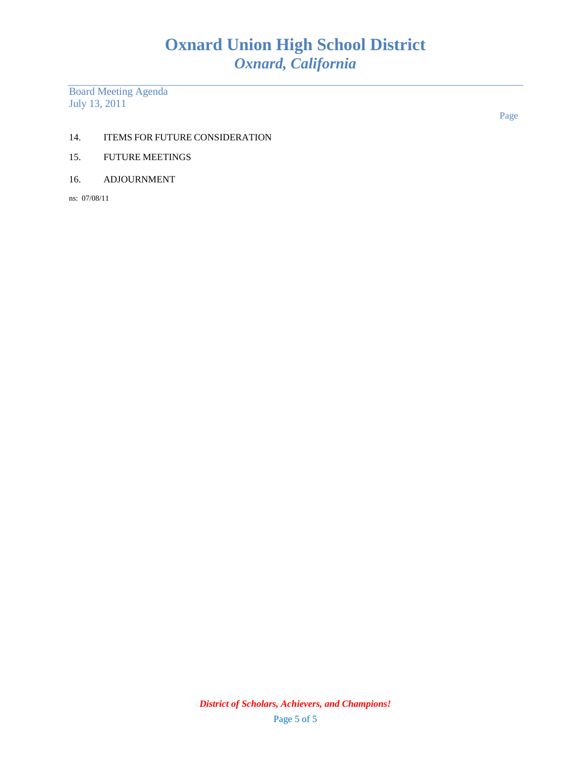14. ITEMS FOR FUTURE CONSIDERATION

15. FUTURE MEETINGS

16. ADJOURNMENT

ns: 07/08/11